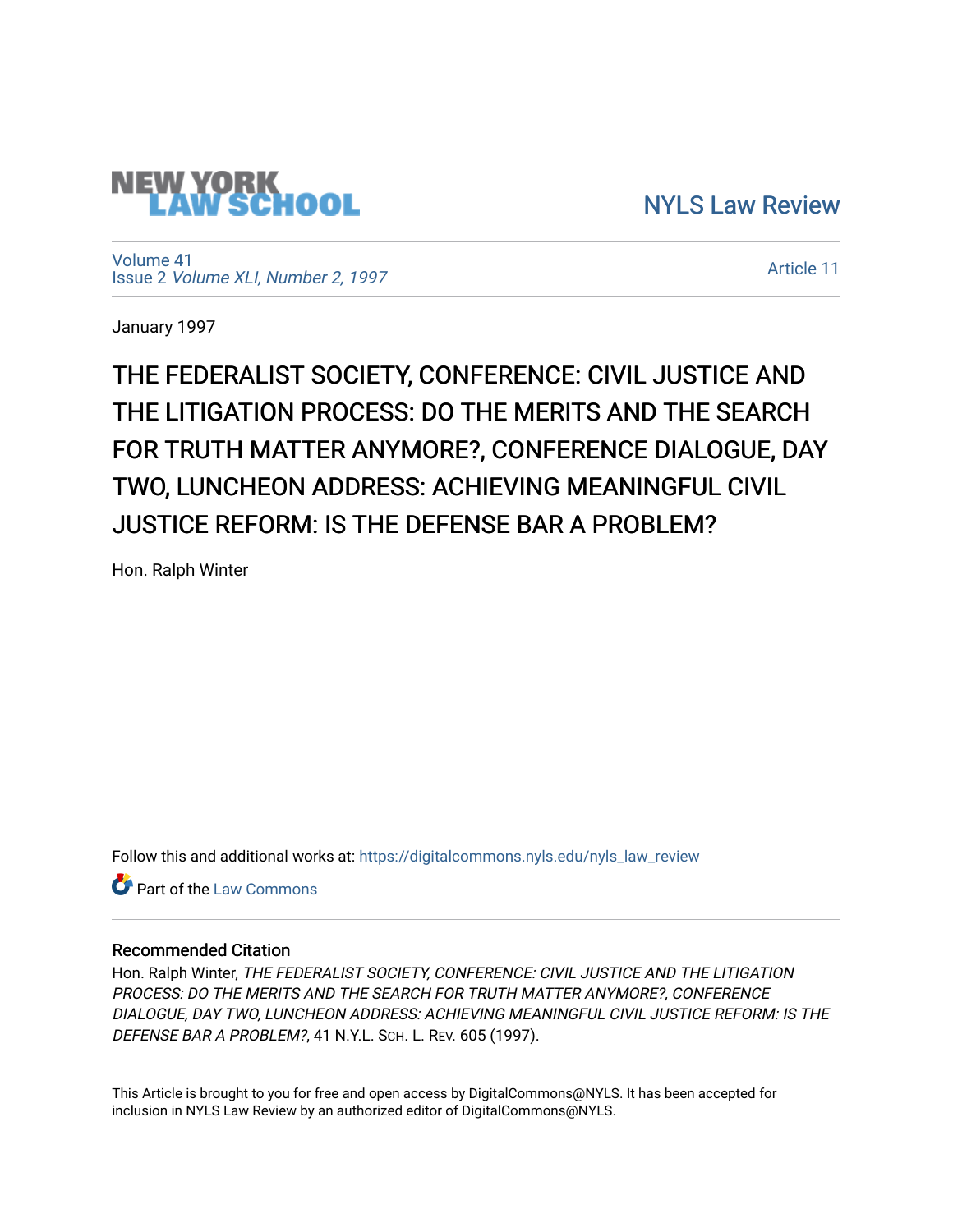NEW YORK LAW SCHOOL

NYLS Law Review

Volume 41
Issue 2 *Volume XLI, Number 2, 1997*

Article 11

January 1997

# THE FEDERALIST SOCIETY, CONFERENCE: CIVIL JUSTICE AND THE LITIGATION PROCESS: DO THE MERITS AND THE SEARCH FOR TRUTH MATTER ANYMORE?, CONFERENCE DIALOGUE, DAY TWO, LUNCHEON ADDRESS: ACHIEVING MEANINGFUL CIVIL JUSTICE REFORM: IS THE DEFENSE BAR A PROBLEM?

Hon. Ralph Winter

Follow this and additional works at: https://digitalcommons.nyls.edu/nyls_law_review

Part of the Law Commons

### Recommended Citation

Hon. Ralph Winter, *THE FEDERALIST SOCIETY, CONFERENCE: CIVIL JUSTICE AND THE LITIGATION PROCESS: DO THE MERITS AND THE SEARCH FOR TRUTH MATTER ANYMORE?, CONFERENCE DIALOGUE, DAY TWO, LUNCHEON ADDRESS: ACHIEVING MEANINGFUL CIVIL JUSTICE REFORM: IS THE DEFENSE BAR A PROBLEM?*, 41 N.Y.L. Sch. L. Rev. 605 (1997).

This Article is brought to you for free and open access by DigitalCommons@NYLS. It has been accepted for inclusion in NYLS Law Review by an authorized editor of DigitalCommons@NYLS.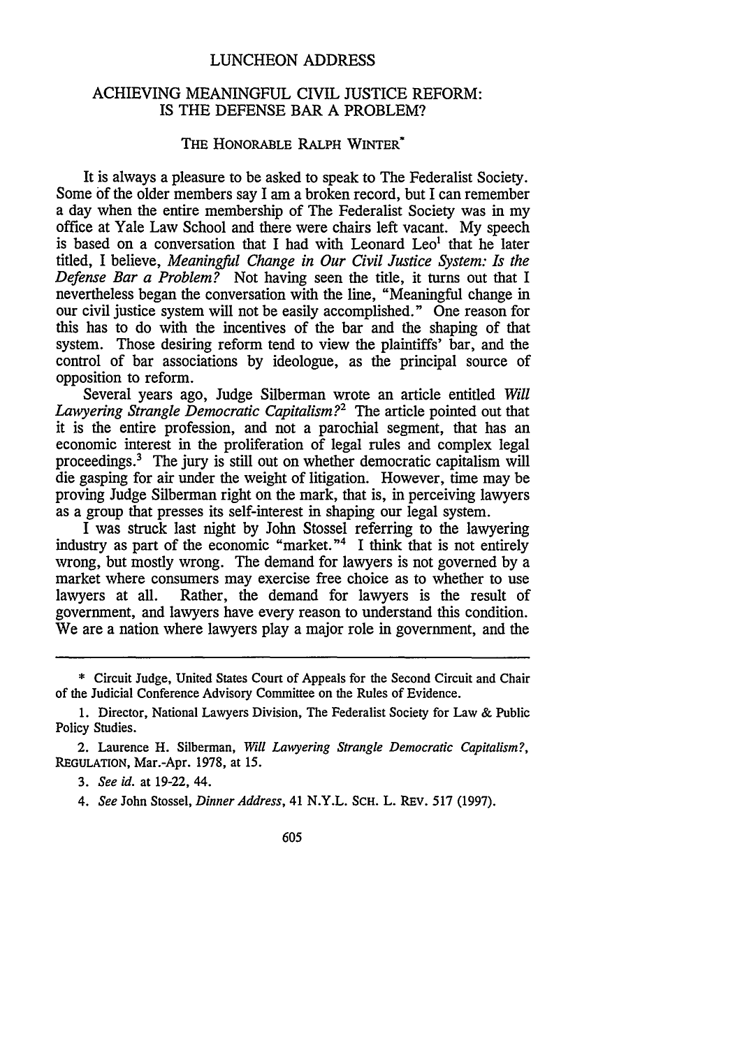LUNCHEON ADDRESS

# ACHIEVING MEANINGFUL CIVIL JUSTICE REFORM: IS THE DEFENSE BAR A PROBLEM?

THE HONORABLE RALPH WINTER*

It is always a pleasure to be asked to speak to The Federalist Society. Some of the older members say I am a broken record, but I can remember a day when the entire membership of The Federalist Society was in my office at Yale Law School and there were chairs left vacant. My speech is based on a conversation that I had with Leonard Leo[1] that he later titled, I believe, *Meaningful Change in Our Civil Justice System: Is the Defense Bar a Problem?* Not having seen the title, it turns out that I nevertheless began the conversation with the line, "Meaningful change in our civil justice system will not be easily accomplished." One reason for this has to do with the incentives of the bar and the shaping of that system. Those desiring reform tend to view the plaintiffs' bar, and the control of bar associations by ideologue, as the principal source of opposition to reform.

Several years ago, Judge Silberman wrote an article entitled *Will Lawyering Strangle Democratic Capitalism?*[2] The article pointed out that it is the entire profession, and not a parochial segment, that has an economic interest in the proliferation of legal rules and complex legal proceedings.[3] The jury is still out on whether democratic capitalism will die gasping for air under the weight of litigation. However, time may be proving Judge Silberman right on the mark, that is, in perceiving lawyers as a group that presses its self-interest in shaping our legal system.

I was struck last night by John Stossel referring to the lawyering industry as part of the economic "market."[4] I think that is not entirely wrong, but mostly wrong. The demand for lawyers is not governed by a market where consumers may exercise free choice as to whether to use lawyers at all. Rather, the demand for lawyers is the result of government, and lawyers have every reason to understand this condition. We are a nation where lawyers play a major role in government, and the

---

\* Circuit Judge, United States Court of Appeals for the Second Circuit and Chair of the Judicial Conference Advisory Committee on the Rules of Evidence.

1. Director, National Lawyers Division, The Federalist Society for Law & Public Policy Studies.

2. Laurence H. Silberman, *Will Lawyering Strangle Democratic Capitalism?*, REGULATION, Mar.-Apr. 1978, at 15.

3. *See id.* at 19-22, 44.

4. *See* John Stossel, *Dinner Address*, 41 N.Y.L. SCH. L. REV. 517 (1997).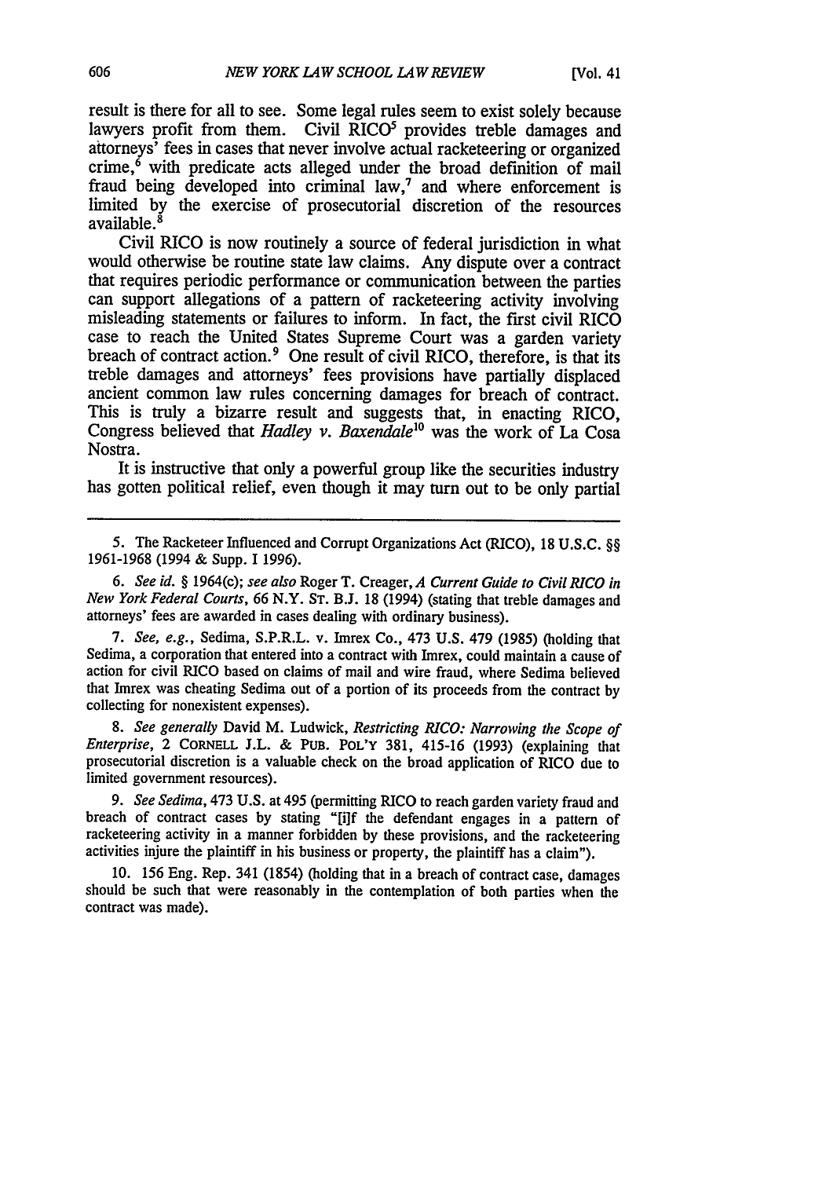result is there for all to see. Some legal rules seem to exist solely because lawyers profit from them. Civil RICO[5] provides treble damages and attorneys' fees in cases that never involve actual racketeering or organized crime,[6] with predicate acts alleged under the broad definition of mail fraud being developed into criminal law,[7] and where enforcement is limited by the exercise of prosecutorial discretion of the resources available.[8]

Civil RICO is now routinely a source of federal jurisdiction in what would otherwise be routine state law claims. Any dispute over a contract that requires periodic performance or communication between the parties can support allegations of a pattern of racketeering activity involving misleading statements or failures to inform. In fact, the first civil RICO case to reach the United States Supreme Court was a garden variety breach of contract action.[9] One result of civil RICO, therefore, is that its treble damages and attorneys' fees provisions have partially displaced ancient common law rules concerning damages for breach of contract. This is truly a bizarre result and suggests that, in enacting RICO, Congress believed that *Hadley v. Baxendale*[10] was the work of La Cosa Nostra.

It is instructive that only a powerful group like the securities industry has gotten political relief, even though it may turn out to be only partial

---

5. The Racketeer Influenced and Corrupt Organizations Act (RICO), 18 U.S.C. §§ 1961-1968 (1994 & Supp. I 1996).

6. *See id.* § 1964(c); *see also* Roger T. Creager, *A Current Guide to Civil RICO in New York Federal Courts*, 66 N.Y. ST. B.J. 18 (1994) (stating that treble damages and attorneys' fees are awarded in cases dealing with ordinary business).

7. *See, e.g.*, Sedima, S.P.R.L. v. Imrex Co., 473 U.S. 479 (1985) (holding that Sedima, a corporation that entered into a contract with Imrex, could maintain a cause of action for civil RICO based on claims of mail and wire fraud, where Sedima believed that Imrex was cheating Sedima out of a portion of its proceeds from the contract by collecting for nonexistent expenses).

8. *See generally* David M. Ludwick, *Restricting RICO: Narrowing the Scope of Enterprise*, 2 CORNELL J.L. & PUB. POL'Y 381, 415-16 (1993) (explaining that prosecutorial discretion is a valuable check on the broad application of RICO due to limited government resources).

9. *See Sedima*, 473 U.S. at 495 (permitting RICO to reach garden variety fraud and breach of contract cases by stating "[i]f the defendant engages in a pattern of racketeering activity in a manner forbidden by these provisions, and the racketeering activities injure the plaintiff in his business or property, the plaintiff has a claim").

10. 156 Eng. Rep. 341 (1854) (holding that in a breach of contract case, damages should be such that were reasonably in the contemplation of both parties when the contract was made).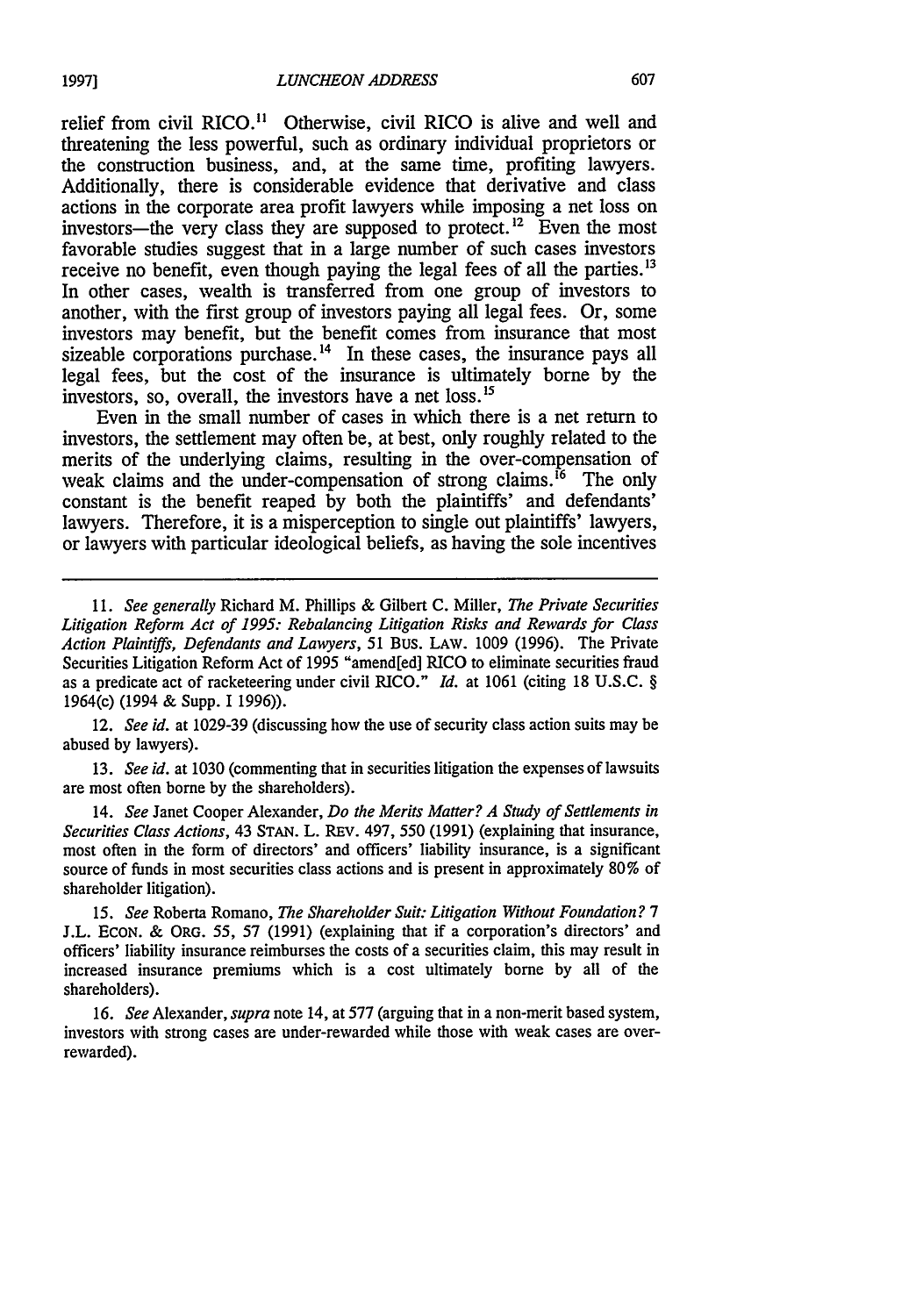relief from civil RICO.[11] Otherwise, civil RICO is alive and well and threatening the less powerful, such as ordinary individual proprietors or the construction business, and, at the same time, profiting lawyers. Additionally, there is considerable evidence that derivative and class actions in the corporate area profit lawyers while imposing a net loss on investors—the very class they are supposed to protect.[12] Even the most favorable studies suggest that in a large number of such cases investors receive no benefit, even though paying the legal fees of all the parties.[13] In other cases, wealth is transferred from one group of investors to another, with the first group of investors paying all legal fees. Or, some investors may benefit, but the benefit comes from insurance that most sizeable corporations purchase.[14] In these cases, the insurance pays all legal fees, but the cost of the insurance is ultimately borne by the investors, so, overall, the investors have a net loss.[15]

Even in the small number of cases in which there is a net return to investors, the settlement may often be, at best, only roughly related to the merits of the underlying claims, resulting in the over-compensation of weak claims and the under-compensation of strong claims.[16] The only constant is the benefit reaped by both the plaintiffs' and defendants' lawyers. Therefore, it is a misperception to single out plaintiffs' lawyers, or lawyers with particular ideological beliefs, as having the sole incentives

---

11. *See generally* Richard M. Phillips & Gilbert C. Miller, *The Private Securities Litigation Reform Act of 1995: Rebalancing Litigation Risks and Rewards for Class Action Plaintiffs, Defendants and Lawyers*, 51 BUS. LAW. 1009 (1996). The Private Securities Litigation Reform Act of 1995 "amend[ed] RICO to eliminate securities fraud as a predicate act of racketeering under civil RICO." *Id.* at 1061 (citing 18 U.S.C. § 1964(c) (1994 & Supp. I 1996)).

12. *See id.* at 1029-39 (discussing how the use of security class action suits may be abused by lawyers).

13. *See id.* at 1030 (commenting that in securities litigation the expenses of lawsuits are most often borne by the shareholders).

14. *See* Janet Cooper Alexander, *Do the Merits Matter? A Study of Settlements in Securities Class Actions*, 43 STAN. L. REV. 497, 550 (1991) (explaining that insurance, most often in the form of directors' and officers' liability insurance, is a significant source of funds in most securities class actions and is present in approximately 80% of shareholder litigation).

15. *See* Roberta Romano, *The Shareholder Suit: Litigation Without Foundation?* 7 J.L. ECON. & ORG. 55, 57 (1991) (explaining that if a corporation's directors' and officers' liability insurance reimburses the costs of a securities claim, this may result in increased insurance premiums which is a cost ultimately borne by all of the shareholders).

16. *See* Alexander, *supra* note 14, at 577 (arguing that in a non-merit based system, investors with strong cases are under-rewarded while those with weak cases are over-rewarded).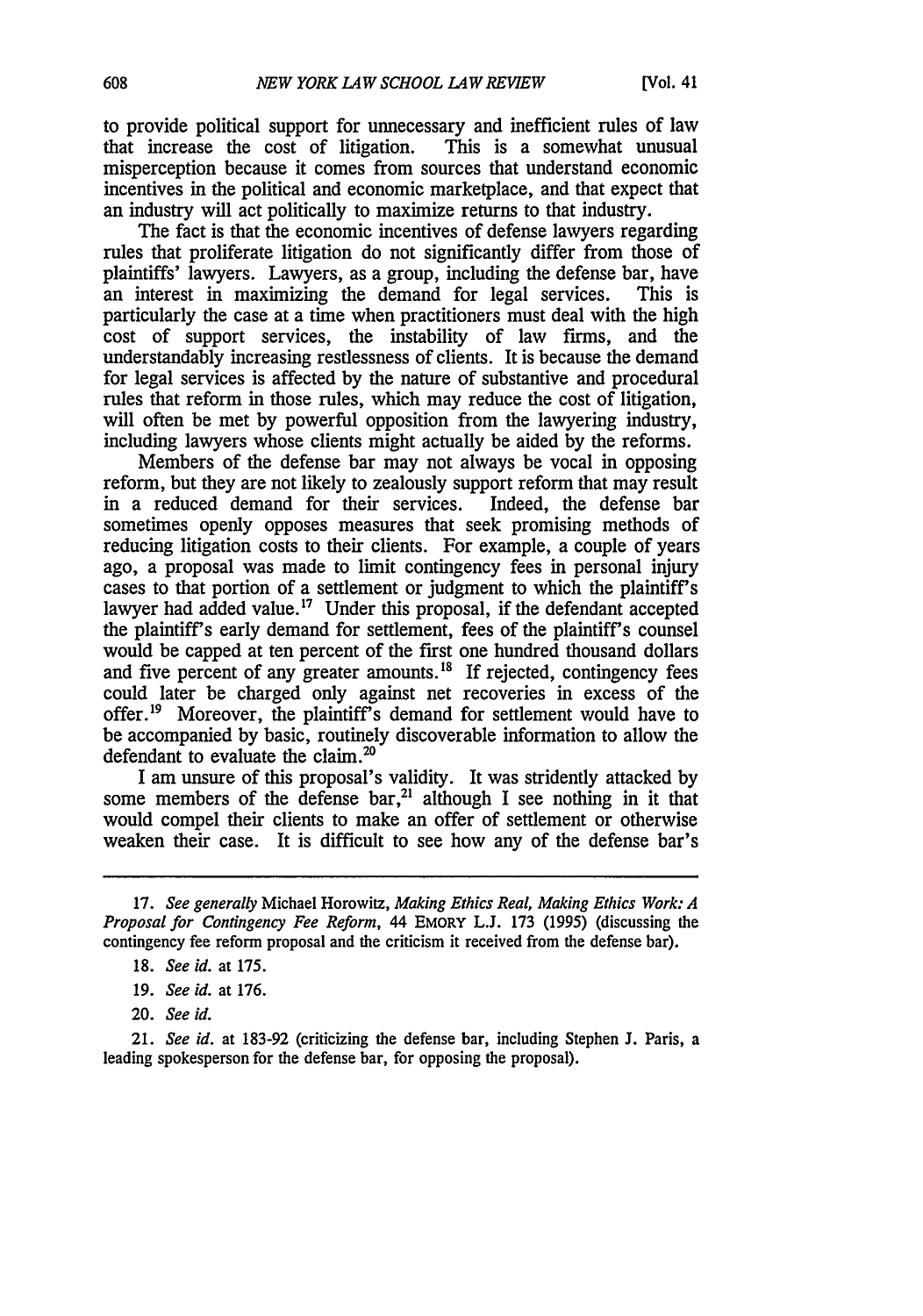to provide political support for unnecessary and inefficient rules of law that increase the cost of litigation. This is a somewhat unusual misperception because it comes from sources that understand economic incentives in the political and economic marketplace, and that expect that an industry will act politically to maximize returns to that industry.

The fact is that the economic incentives of defense lawyers regarding rules that proliferate litigation do not significantly differ from those of plaintiffs' lawyers. Lawyers, as a group, including the defense bar, have an interest in maximizing the demand for legal services. This is particularly the case at a time when practitioners must deal with the high cost of support services, the instability of law firms, and the understandably increasing restlessness of clients. It is because the demand for legal services is affected by the nature of substantive and procedural rules that reform in those rules, which may reduce the cost of litigation, will often be met by powerful opposition from the lawyering industry, including lawyers whose clients might actually be aided by the reforms.

Members of the defense bar may not always be vocal in opposing reform, but they are not likely to zealously support reform that may result in a reduced demand for their services. Indeed, the defense bar sometimes openly opposes measures that seek promising methods of reducing litigation costs to their clients. For example, a couple of years ago, a proposal was made to limit contingency fees in personal injury cases to that portion of a settlement or judgment to which the plaintiff's lawyer had added value.[17] Under this proposal, if the defendant accepted the plaintiff's early demand for settlement, fees of the plaintiff's counsel would be capped at ten percent of the first one hundred thousand dollars and five percent of any greater amounts.[18] If rejected, contingency fees could later be charged only against net recoveries in excess of the offer.[19] Moreover, the plaintiff's demand for settlement would have to be accompanied by basic, routinely discoverable information to allow the defendant to evaluate the claim.[20]

I am unsure of this proposal's validity. It was stridently attacked by some members of the defense bar,[21] although I see nothing in it that would compel their clients to make an offer of settlement or otherwise weaken their case. It is difficult to see how any of the defense bar's

---

17. *See generally* Michael Horowitz, *Making Ethics Real, Making Ethics Work: A Proposal for Contingency Fee Reform*, 44 EMORY L.J. 173 (1995) (discussing the contingency fee reform proposal and the criticism it received from the defense bar).

18. *See id.* at 175.

19. *See id.* at 176.

20. *See id.*

21. *See id.* at 183-92 (criticizing the defense bar, including Stephen J. Paris, a leading spokesperson for the defense bar, for opposing the proposal).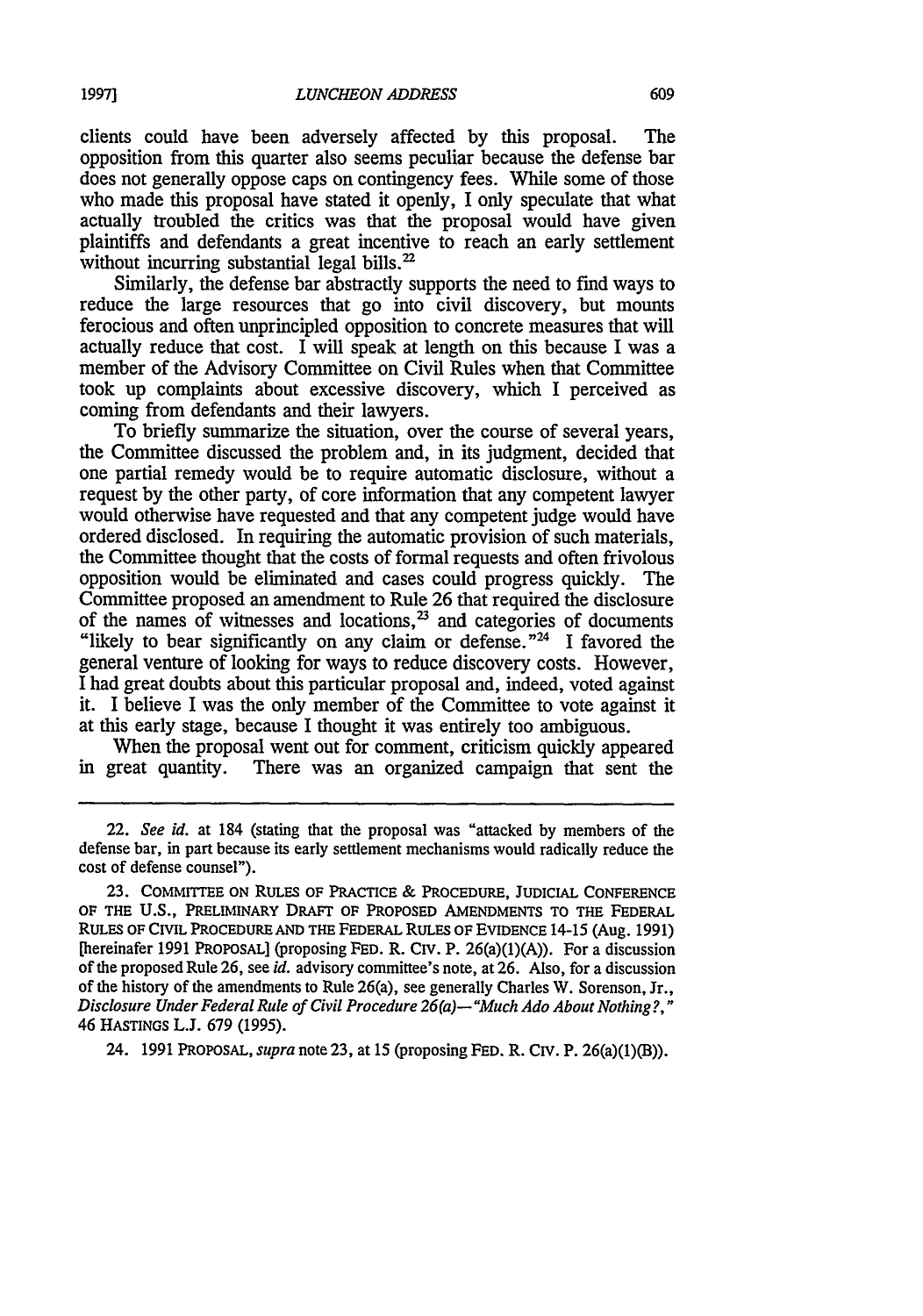clients could have been adversely affected by this proposal. The opposition from this quarter also seems peculiar because the defense bar does not generally oppose caps on contingency fees. While some of those who made this proposal have stated it openly, I only speculate that what actually troubled the critics was that the proposal would have given plaintiffs and defendants a great incentive to reach an early settlement without incurring substantial legal bills.[22]

Similarly, the defense bar abstractly supports the need to find ways to reduce the large resources that go into civil discovery, but mounts ferocious and often unprincipled opposition to concrete measures that will actually reduce that cost. I will speak at length on this because I was a member of the Advisory Committee on Civil Rules when that Committee took up complaints about excessive discovery, which I perceived as coming from defendants and their lawyers.

To briefly summarize the situation, over the course of several years, the Committee discussed the problem and, in its judgment, decided that one partial remedy would be to require automatic disclosure, without a request by the other party, of core information that any competent lawyer would otherwise have requested and that any competent judge would have ordered disclosed. In requiring the automatic provision of such materials, the Committee thought that the costs of formal requests and often frivolous opposition would be eliminated and cases could progress quickly. The Committee proposed an amendment to Rule 26 that required the disclosure of the names of witnesses and locations,[23] and categories of documents "likely to bear significantly on any claim or defense."[24] I favored the general venture of looking for ways to reduce discovery costs. However, I had great doubts about this particular proposal and, indeed, voted against it. I believe I was the only member of the Committee to vote against it at this early stage, because I thought it was entirely too ambiguous.

When the proposal went out for comment, criticism quickly appeared in great quantity. There was an organized campaign that sent the

---

22. *See id.* at 184 (stating that the proposal was "attacked by members of the defense bar, in part because its early settlement mechanisms would radically reduce the cost of defense counsel").

23. COMMITTEE ON RULES OF PRACTICE & PROCEDURE, JUDICIAL CONFERENCE OF THE U.S., PRELIMINARY DRAFT OF PROPOSED AMENDMENTS TO THE FEDERAL RULES OF CIVIL PROCEDURE AND THE FEDERAL RULES OF EVIDENCE 14-15 (Aug. 1991) [hereinafer 1991 PROPOSAL] (proposing FED. R. CIV. P. 26(a)(1)(A)). For a discussion of the proposed Rule 26, see *id.* advisory committee's note, at 26. Also, for a discussion of the history of the amendments to Rule 26(a), see generally Charles W. Sorenson, Jr., *Disclosure Under Federal Rule of Civil Procedure 26(a)—"Much Ado About Nothing?,"* 46 HASTINGS L.J. 679 (1995).

24. 1991 PROPOSAL, *supra* note 23, at 15 (proposing FED. R. CIV. P. 26(a)(1)(B)).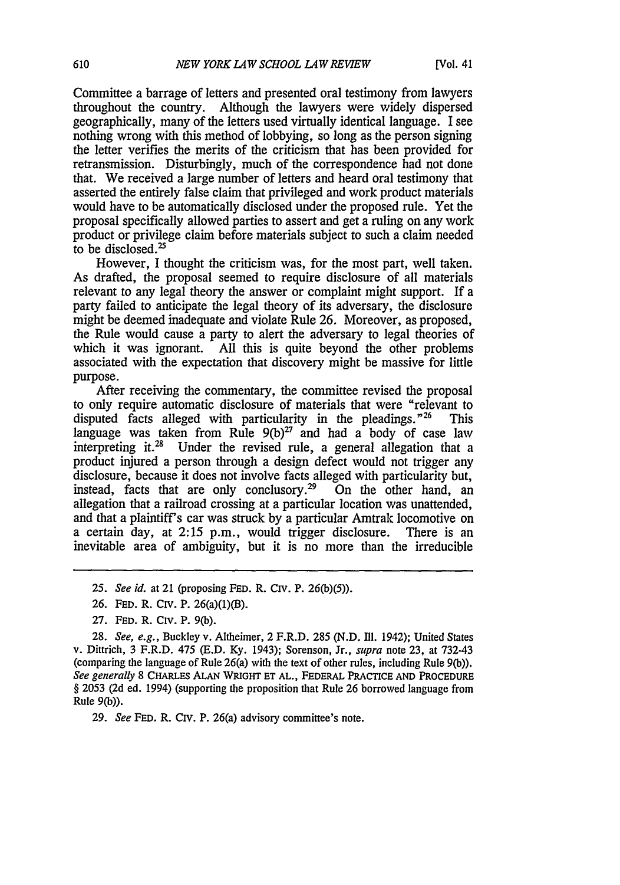Committee a barrage of letters and presented oral testimony from lawyers throughout the country. Although the lawyers were widely dispersed geographically, many of the letters used virtually identical language. I see nothing wrong with this method of lobbying, so long as the person signing the letter verifies the merits of the criticism that has been provided for retransmission. Disturbingly, much of the correspondence had not done that. We received a large number of letters and heard oral testimony that asserted the entirely false claim that privileged and work product materials would have to be automatically disclosed under the proposed rule. Yet the proposal specifically allowed parties to assert and get a ruling on any work product or privilege claim before materials subject to such a claim needed to be disclosed.[25]

However, I thought the criticism was, for the most part, well taken. As drafted, the proposal seemed to require disclosure of all materials relevant to any legal theory the answer or complaint might support. If a party failed to anticipate the legal theory of its adversary, the disclosure might be deemed inadequate and violate Rule 26. Moreover, as proposed, the Rule would cause a party to alert the adversary to legal theories of which it was ignorant. All this is quite beyond the other problems associated with the expectation that discovery might be massive for little purpose.

After receiving the commentary, the committee revised the proposal to only require automatic disclosure of materials that were "relevant to disputed facts alleged with particularity in the pleadings."[26] This language was taken from Rule 9(b)[27] and had a body of case law interpreting it.[28] Under the revised rule, a general allegation that a product injured a person through a design defect would not trigger any disclosure, because it does not involve facts alleged with particularity but, instead, facts that are only conclusory.[29] On the other hand, an allegation that a railroad crossing at a particular location was unattended, and that a plaintiff's car was struck by a particular Amtrak locomotive on a certain day, at 2:15 p.m., would trigger disclosure. There is an inevitable area of ambiguity, but it is no more than the irreducible

---

25. *See id.* at 21 (proposing FED. R. CIV. P. 26(b)(5)).

26. FED. R. CIV. P. 26(a)(1)(B).

27. FED. R. CIV. P. 9(b).

28. *See, e.g.*, Buckley v. Altheimer, 2 F.R.D. 285 (N.D. Ill. 1942); United States v. Dittrich, 3 F.R.D. 475 (E.D. Ky. 1943); Sorenson, Jr., *supra* note 23, at 732-43 (comparing the language of Rule 26(a) with the text of other rules, including Rule 9(b)). *See generally* 8 CHARLES ALAN WRIGHT ET AL., FEDERAL PRACTICE AND PROCEDURE § 2053 (2d ed. 1994) (supporting the proposition that Rule 26 borrowed language from Rule 9(b)).

29. *See* FED. R. CIV. P. 26(a) advisory committee's note.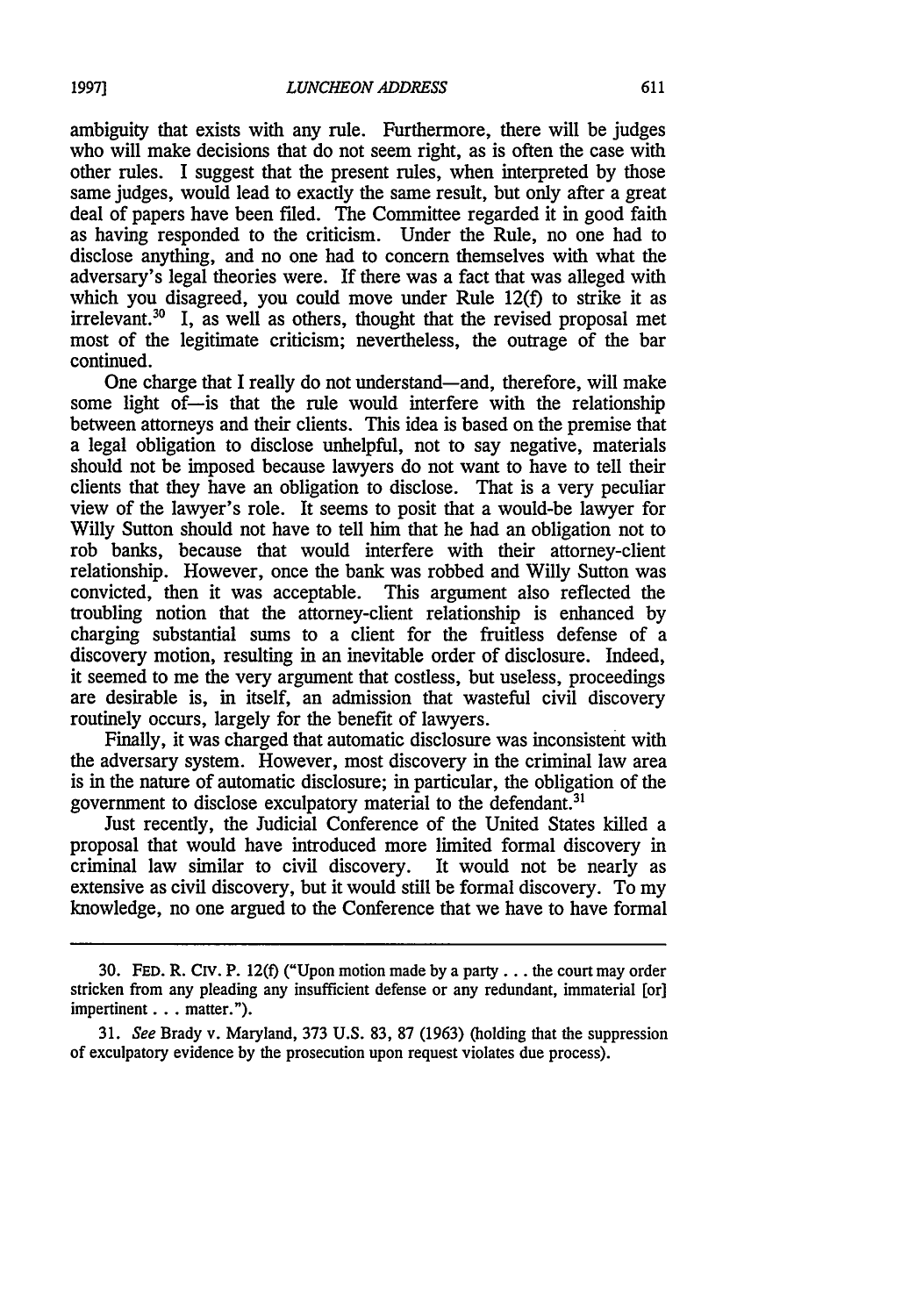ambiguity that exists with any rule. Furthermore, there will be judges who will make decisions that do not seem right, as is often the case with other rules. I suggest that the present rules, when interpreted by those same judges, would lead to exactly the same result, but only after a great deal of papers have been filed. The Committee regarded it in good faith as having responded to the criticism. Under the Rule, no one had to disclose anything, and no one had to concern themselves with what the adversary's legal theories were. If there was a fact that was alleged with which you disagreed, you could move under Rule 12(f) to strike it as irrelevant.[30] I, as well as others, thought that the revised proposal met most of the legitimate criticism; nevertheless, the outrage of the bar continued.

One charge that I really do not understand—and, therefore, will make some light of—is that the rule would interfere with the relationship between attorneys and their clients. This idea is based on the premise that a legal obligation to disclose unhelpful, not to say negative, materials should not be imposed because lawyers do not want to have to tell their clients that they have an obligation to disclose. That is a very peculiar view of the lawyer's role. It seems to posit that a would-be lawyer for Willy Sutton should not have to tell him that he had an obligation not to rob banks, because that would interfere with their attorney-client relationship. However, once the bank was robbed and Willy Sutton was convicted, then it was acceptable. This argument also reflected the troubling notion that the attorney-client relationship is enhanced by charging substantial sums to a client for the fruitless defense of a discovery motion, resulting in an inevitable order of disclosure. Indeed, it seemed to me the very argument that costless, but useless, proceedings are desirable is, in itself, an admission that wasteful civil discovery routinely occurs, largely for the benefit of lawyers.

Finally, it was charged that automatic disclosure was inconsistent with the adversary system. However, most discovery in the criminal law area is in the nature of automatic disclosure; in particular, the obligation of the government to disclose exculpatory material to the defendant.[31]

Just recently, the Judicial Conference of the United States killed a proposal that would have introduced more limited formal discovery in criminal law similar to civil discovery. It would not be nearly as extensive as civil discovery, but it would still be formal discovery. To my knowledge, no one argued to the Conference that we have to have formal

---

30. FED. R. CIV. P. 12(f) ("Upon motion made by a party . . . the court may order stricken from any pleading any insufficient defense or any redundant, immaterial [or] impertinent . . . matter.").

31. *See* Brady v. Maryland, 373 U.S. 83, 87 (1963) (holding that the suppression of exculpatory evidence by the prosecution upon request violates due process).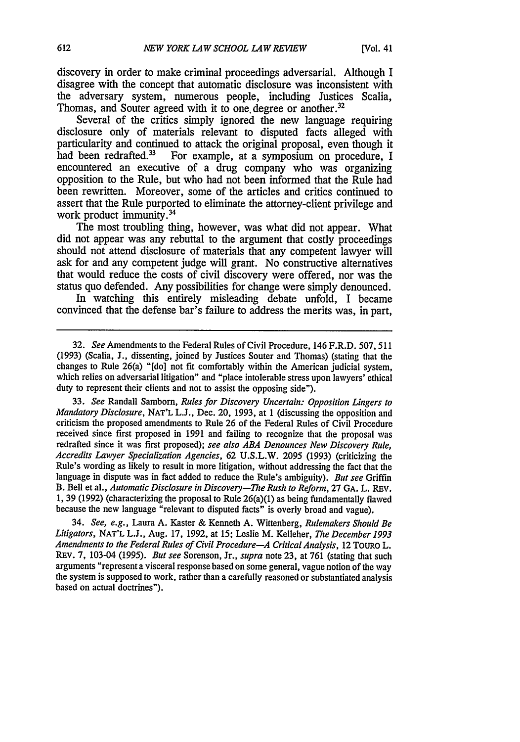discovery in order to make criminal proceedings adversarial. Although I disagree with the concept that automatic disclosure was inconsistent with the adversary system, numerous people, including Justices Scalia, Thomas, and Souter agreed with it to one degree or another.[32]

Several of the critics simply ignored the new language requiring disclosure only of materials relevant to disputed facts alleged with particularity and continued to attack the original proposal, even though it had been redrafted.[33] For example, at a symposium on procedure, I encountered an executive of a drug company who was organizing opposition to the Rule, but who had not been informed that the Rule had been rewritten. Moreover, some of the articles and critics continued to assert that the Rule purported to eliminate the attorney-client privilege and work product immunity.[34]

The most troubling thing, however, was what did not appear. What did not appear was any rebuttal to the argument that costly proceedings should not attend disclosure of materials that any competent lawyer will ask for and any competent judge will grant. No constructive alternatives that would reduce the costs of civil discovery were offered, nor was the status quo defended. Any possibilities for change were simply denounced.

In watching this entirely misleading debate unfold, I became convinced that the defense bar's failure to address the merits was, in part,

---

32. *See* Amendments to the Federal Rules of Civil Procedure, 146 F.R.D. 507, 511 (1993) (Scalia, J., dissenting, joined by Justices Souter and Thomas) (stating that the changes to Rule 26(a) "[do] not fit comfortably within the American judicial system, which relies on adversarial litigation" and "place intolerable stress upon lawyers' ethical duty to represent their clients and not to assist the opposing side").

33. *See* Randall Samborn, *Rules for Discovery Uncertain: Opposition Lingers to Mandatory Disclosure*, NAT'L L.J., Dec. 20, 1993, at 1 (discussing the opposition and criticism the proposed amendments to Rule 26 of the Federal Rules of Civil Procedure received since first proposed in 1991 and failing to recognize that the proposal was redrafted since it was first proposed); *see also ABA Denounces New Discovery Rule, Accredits Lawyer Specialization Agencies*, 62 U.S.L.W. 2095 (1993) (criticizing the Rule's wording as likely to result in more litigation, without addressing the fact that the language in dispute was in fact added to reduce the Rule's ambiguity). *But see* Griffin B. Bell et al., *Automatic Disclosure in Discovery—The Rush to Reform*, 27 GA. L. REV. 1, 39 (1992) (characterizing the proposal to Rule 26(a)(1) as being fundamentally flawed because the new language "relevant to disputed facts" is overly broad and vague).

34. *See, e.g.*, Laura A. Kaster & Kenneth A. Wittenberg, *Rulemakers Should Be Litigators*, NAT'L L.J., Aug. 17, 1992, at 15; Leslie M. Kelleher, *The December 1993 Amendments to the Federal Rules of Civil Procedure—A Critical Analysis*, 12 TOURO L. REV. 7, 103-04 (1995). *But see* Sorenson, Jr., *supra* note 23, at 761 (stating that such arguments "represent a visceral response based on some general, vague notion of the way the system is supposed to work, rather than a carefully reasoned or substantiated analysis based on actual doctrines").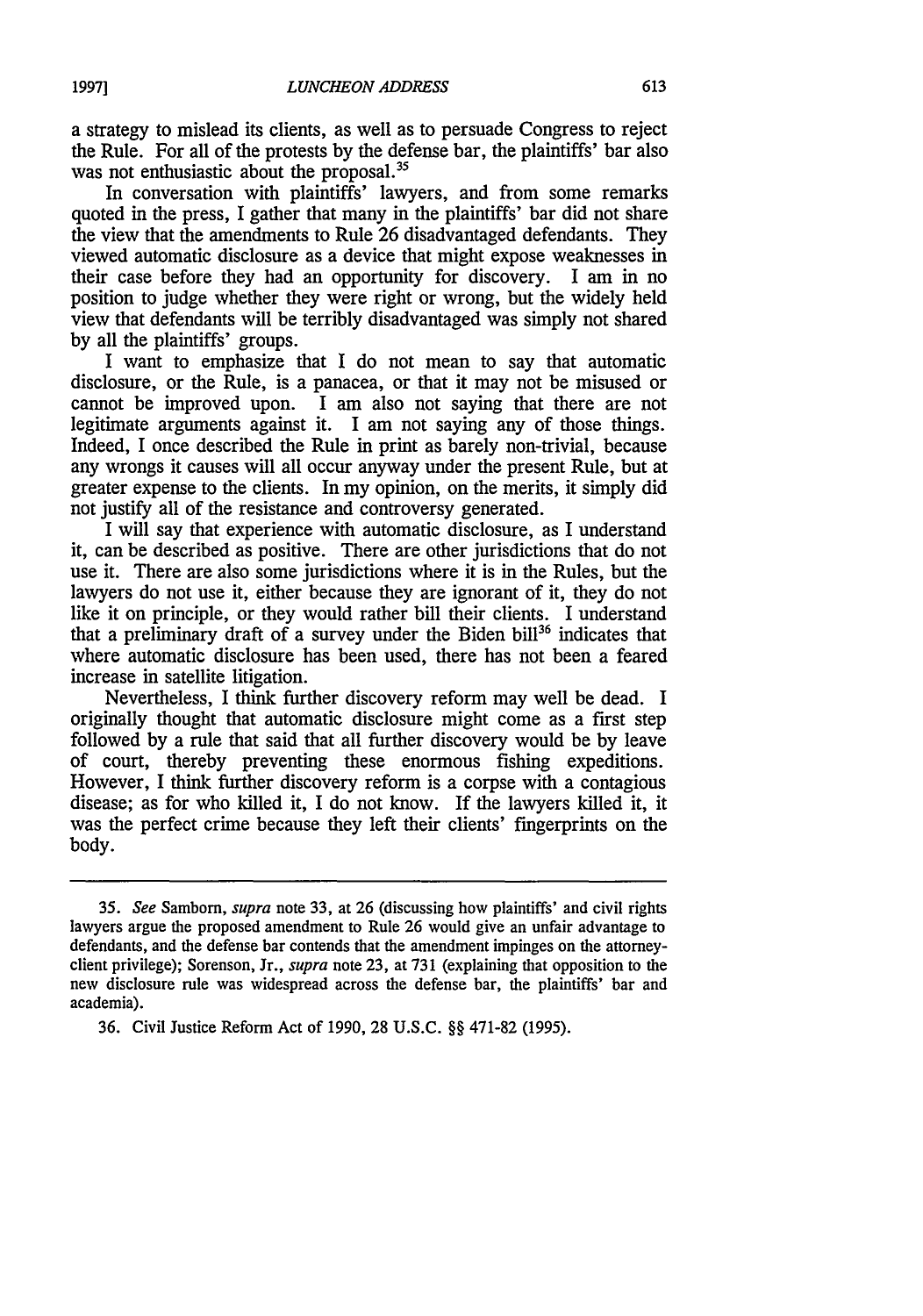a strategy to mislead its clients, as well as to persuade Congress to reject the Rule. For all of the protests by the defense bar, the plaintiffs' bar also was not enthusiastic about the proposal.[35]

In conversation with plaintiffs' lawyers, and from some remarks quoted in the press, I gather that many in the plaintiffs' bar did not share the view that the amendments to Rule 26 disadvantaged defendants. They viewed automatic disclosure as a device that might expose weaknesses in their case before they had an opportunity for discovery. I am in no position to judge whether they were right or wrong, but the widely held view that defendants will be terribly disadvantaged was simply not shared by all the plaintiffs' groups.

I want to emphasize that I do not mean to say that automatic disclosure, or the Rule, is a panacea, or that it may not be misused or cannot be improved upon. I am also not saying that there are not legitimate arguments against it. I am not saying any of those things. Indeed, I once described the Rule in print as barely non-trivial, because any wrongs it causes will all occur anyway under the present Rule, but at greater expense to the clients. In my opinion, on the merits, it simply did not justify all of the resistance and controversy generated.

I will say that experience with automatic disclosure, as I understand it, can be described as positive. There are other jurisdictions that do not use it. There are also some jurisdictions where it is in the Rules, but the lawyers do not use it, either because they are ignorant of it, they do not like it on principle, or they would rather bill their clients. I understand that a preliminary draft of a survey under the Biden bill[36] indicates that where automatic disclosure has been used, there has not been a feared increase in satellite litigation.

Nevertheless, I think further discovery reform may well be dead. I originally thought that automatic disclosure might come as a first step followed by a rule that said that all further discovery would be by leave of court, thereby preventing these enormous fishing expeditions. However, I think further discovery reform is a corpse with a contagious disease; as for who killed it, I do not know. If the lawyers killed it, it was the perfect crime because they left their clients' fingerprints on the body.

---

35. *See* Samborn, *supra* note 33, at 26 (discussing how plaintiffs' and civil rights lawyers argue the proposed amendment to Rule 26 would give an unfair advantage to defendants, and the defense bar contends that the amendment impinges on the attorney-client privilege); Sorenson, Jr., *supra* note 23, at 731 (explaining that opposition to the new disclosure rule was widespread across the defense bar, the plaintiffs' bar and academia).

36. Civil Justice Reform Act of 1990, 28 U.S.C. §§ 471-82 (1995).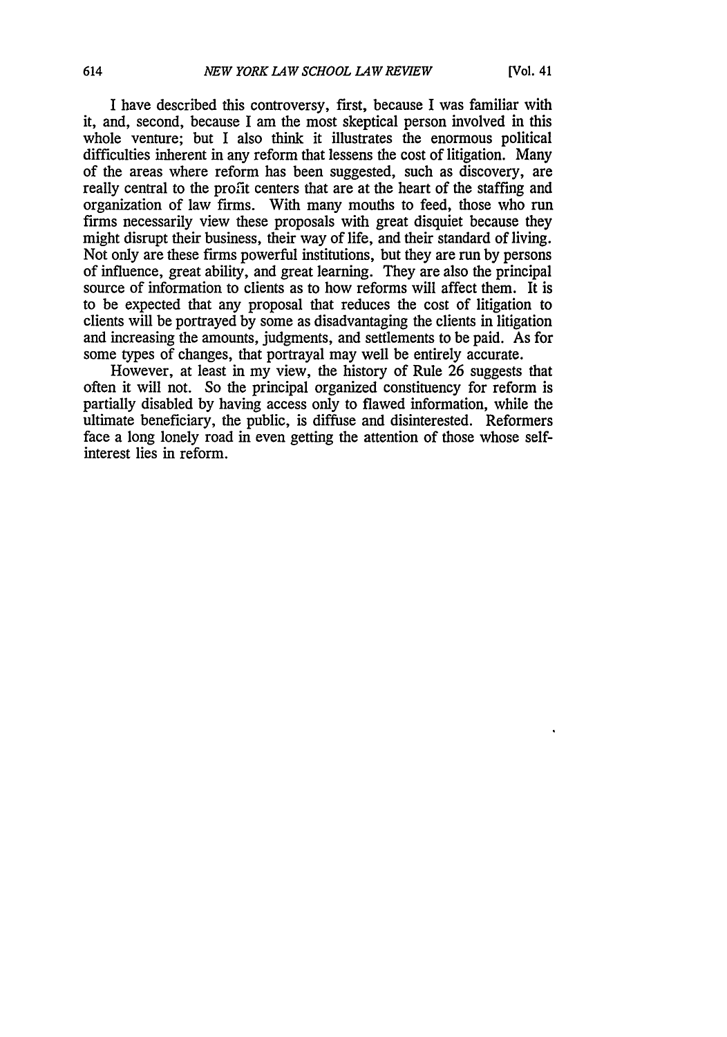I have described this controversy, first, because I was familiar with it, and, second, because I am the most skeptical person involved in this whole venture; but I also think it illustrates the enormous political difficulties inherent in any reform that lessens the cost of litigation. Many of the areas where reform has been suggested, such as discovery, are really central to the profit centers that are at the heart of the staffing and organization of law firms. With many mouths to feed, those who run firms necessarily view these proposals with great disquiet because they might disrupt their business, their way of life, and their standard of living. Not only are these firms powerful institutions, but they are run by persons of influence, great ability, and great learning. They are also the principal source of information to clients as to how reforms will affect them. It is to be expected that any proposal that reduces the cost of litigation to clients will be portrayed by some as disadvantaging the clients in litigation and increasing the amounts, judgments, and settlements to be paid. As for some types of changes, that portrayal may well be entirely accurate.

However, at least in my view, the history of Rule 26 suggests that often it will not. So the principal organized constituency for reform is partially disabled by having access only to flawed information, while the ultimate beneficiary, the public, is diffuse and disinterested. Reformers face a long lonely road in even getting the attention of those whose self-interest lies in reform.